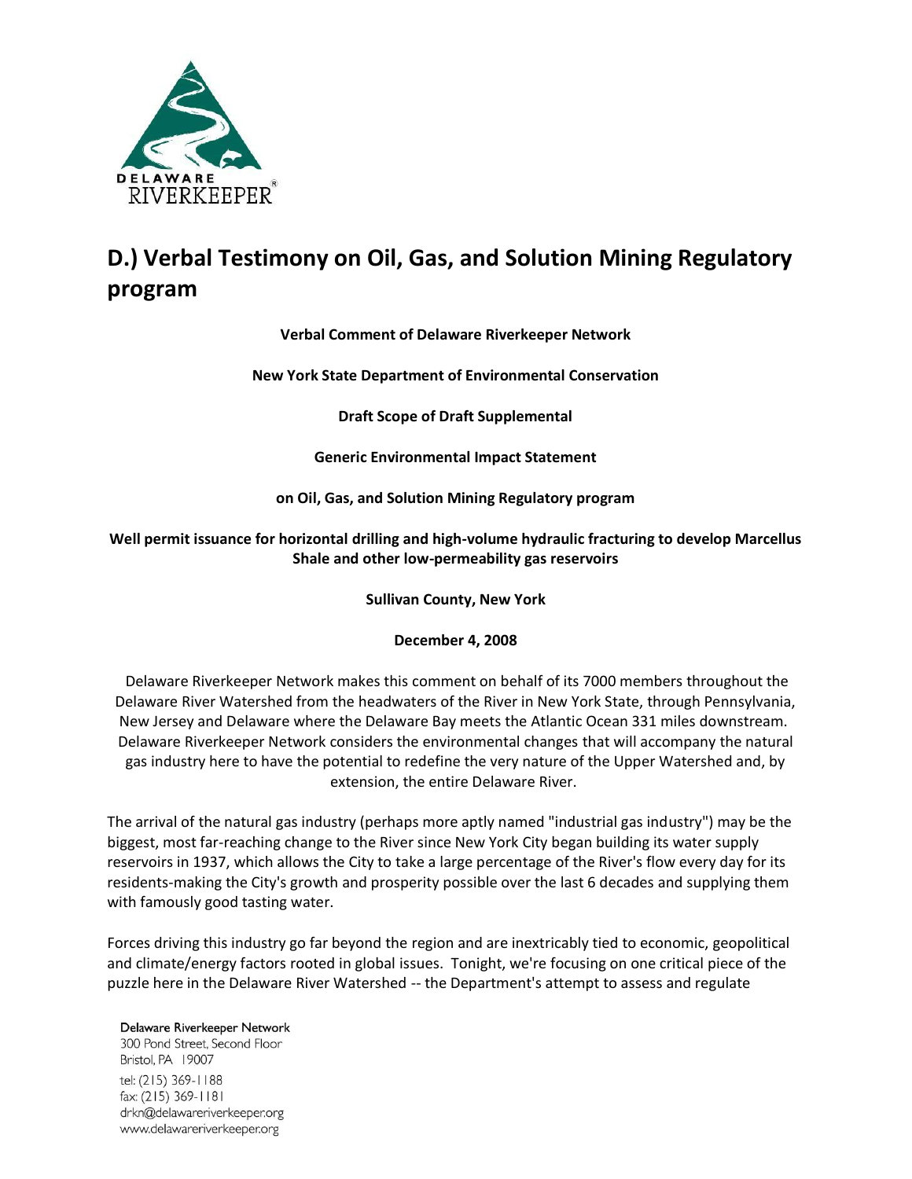# D.) Verbal Testimony on Oil, Gas, and Solution Mining Regulatory program

**Verbal Comment of Delaware Riverkeeper Network**

**New York State Department of Environmental Conservation**

**Draft Scope of Draft Supplemental**

**Generic Environmental Impact Statement**

**on Oil, Gas, and Solution Mining Regulatory program**

**Well permit issuance for horizontal drilling and high-volume hydraulic fracturing to develop Marcellus Shale and other low-permeability gas reservoirs**

**Sullivan County, New York**

**December 4, 2008**

Delaware Riverkeeper Network makes this comment on behalf of its 7000 members throughout the Delaware River Watershed from the headwaters of the River in New York State, through Pennsylvania, New Jersey and Delaware where the Delaware Bay meets the Atlantic Ocean 331 miles downstream. Delaware Riverkeeper Network considers the environmental changes that will accompany the natural gas industry here to have the potential to redefine the very nature of the Upper Watershed and, by extension, the entire Delaware River.

The arrival of the natural gas industry (perhaps more aptly named "industrial gas industry") may be the biggest, most far-reaching change to the River since New York City began building its water supply reservoirs in 1937, which allows the City to take a large percentage of the River's flow every day for its residents-making the City's growth and prosperity possible over the last 6 decades and supplying them with famously good tasting water.

Forces driving this industry go far beyond the region and are inextricably tied to economic, geopolitical and climate/energy factors rooted in global issues. Tonight, we're focusing on one critical piece of the puzzle here in the Delaware River Watershed -- the Department's attempt to assess and regulate

Delaware Riverkeeper Network
300 Pond Street, Second Floor
Bristol, PA 19007
tel: (215) 369-1188
fax: (215) 369-1181
drkn@delawareriverkeeper.org
www.delawareriverkeeper.org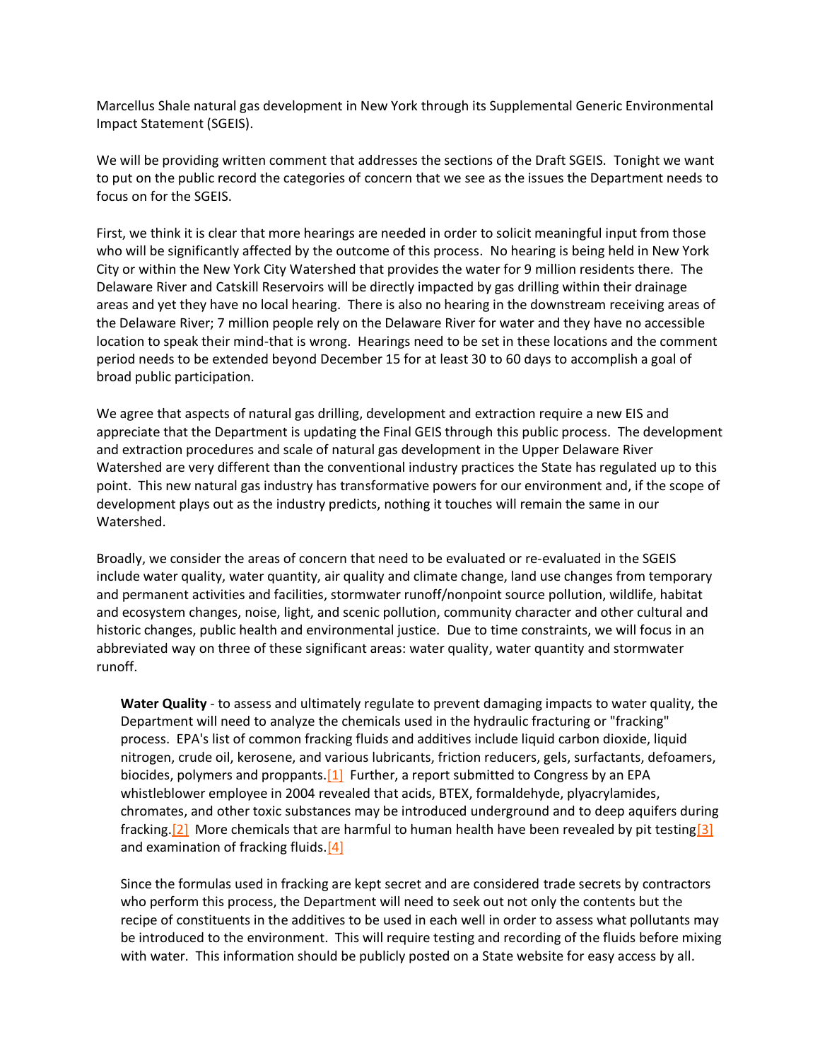Marcellus Shale natural gas development in New York through its Supplemental Generic Environmental Impact Statement (SGEIS).

We will be providing written comment that addresses the sections of the Draft SGEIS. Tonight we want to put on the public record the categories of concern that we see as the issues the Department needs to focus on for the SGEIS.

First, we think it is clear that more hearings are needed in order to solicit meaningful input from those who will be significantly affected by the outcome of this process. No hearing is being held in New York City or within the New York City Watershed that provides the water for 9 million residents there. The Delaware River and Catskill Reservoirs will be directly impacted by gas drilling within their drainage areas and yet they have no local hearing. There is also no hearing in the downstream receiving areas of the Delaware River; 7 million people rely on the Delaware River for water and they have no accessible location to speak their mind-that is wrong. Hearings need to be set in these locations and the comment period needs to be extended beyond December 15 for at least 30 to 60 days to accomplish a goal of broad public participation.

We agree that aspects of natural gas drilling, development and extraction require a new EIS and appreciate that the Department is updating the Final GEIS through this public process. The development and extraction procedures and scale of natural gas development in the Upper Delaware River Watershed are very different than the conventional industry practices the State has regulated up to this point. This new natural gas industry has transformative powers for our environment and, if the scope of development plays out as the industry predicts, nothing it touches will remain the same in our Watershed.

Broadly, we consider the areas of concern that need to be evaluated or re-evaluated in the SGEIS include water quality, water quantity, air quality and climate change, land use changes from temporary and permanent activities and facilities, stormwater runoff/nonpoint source pollution, wildlife, habitat and ecosystem changes, noise, light, and scenic pollution, community character and other cultural and historic changes, public health and environmental justice. Due to time constraints, we will focus in an abbreviated way on three of these significant areas: water quality, water quantity and stormwater runoff.

**Water Quality** - to assess and ultimately regulate to prevent damaging impacts to water quality, the Department will need to analyze the chemicals used in the hydraulic fracturing or "fracking" process. EPA's list of common fracking fluids and additives include liquid carbon dioxide, liquid nitrogen, crude oil, kerosene, and various lubricants, friction reducers, gels, surfactants, defoamers, biocides, polymers and proppants.[1] Further, a report submitted to Congress by an EPA whistleblower employee in 2004 revealed that acids, BTEX, formaldehyde, plyacrylamides, chromates, and other toxic substances may be introduced underground and to deep aquifers during fracking.[2] More chemicals that are harmful to human health have been revealed by pit testing[3] and examination of fracking fluids.[4]

Since the formulas used in fracking are kept secret and are considered trade secrets by contractors who perform this process, the Department will need to seek out not only the contents but the recipe of constituents in the additives to be used in each well in order to assess what pollutants may be introduced to the environment. This will require testing and recording of the fluids before mixing with water. This information should be publicly posted on a State website for easy access by all.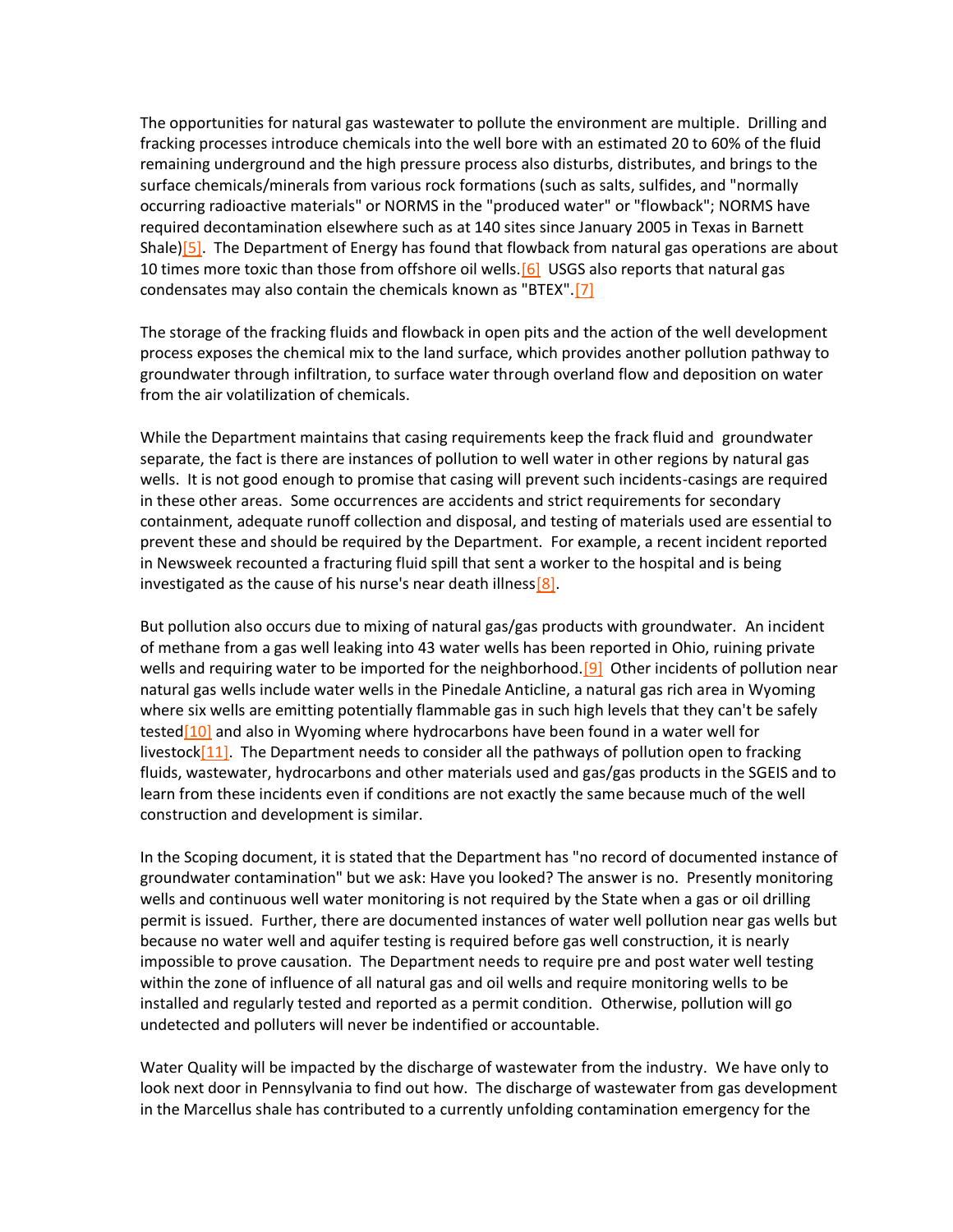The opportunities for natural gas wastewater to pollute the environment are multiple. Drilling and fracking processes introduce chemicals into the well bore with an estimated 20 to 60% of the fluid remaining underground and the high pressure process also disturbs, distributes, and brings to the surface chemicals/minerals from various rock formations (such as salts, sulfides, and "normally occurring radioactive materials" or NORMS in the "produced water" or "flowback"; NORMS have required decontamination elsewhere such as at 140 sites since January 2005 in Texas in Barnett Shale)[5]. The Department of Energy has found that flowback from natural gas operations are about 10 times more toxic than those from offshore oil wells.[6] USGS also reports that natural gas condensates may also contain the chemicals known as "BTEX".[7]

The storage of the fracking fluids and flowback in open pits and the action of the well development process exposes the chemical mix to the land surface, which provides another pollution pathway to groundwater through infiltration, to surface water through overland flow and deposition on water from the air volatilization of chemicals.

While the Department maintains that casing requirements keep the frack fluid and groundwater separate, the fact is there are instances of pollution to well water in other regions by natural gas wells. It is not good enough to promise that casing will prevent such incidents-casings are required in these other areas. Some occurrences are accidents and strict requirements for secondary containment, adequate runoff collection and disposal, and testing of materials used are essential to prevent these and should be required by the Department. For example, a recent incident reported in Newsweek recounted a fracturing fluid spill that sent a worker to the hospital and is being investigated as the cause of his nurse's near death illness[8].

But pollution also occurs due to mixing of natural gas/gas products with groundwater. An incident of methane from a gas well leaking into 43 water wells has been reported in Ohio, ruining private wells and requiring water to be imported for the neighborhood.[9] Other incidents of pollution near natural gas wells include water wells in the Pinedale Anticline, a natural gas rich area in Wyoming where six wells are emitting potentially flammable gas in such high levels that they can't be safely tested[10] and also in Wyoming where hydrocarbons have been found in a water well for livestock[11]. The Department needs to consider all the pathways of pollution open to fracking fluids, wastewater, hydrocarbons and other materials used and gas/gas products in the SGEIS and to learn from these incidents even if conditions are not exactly the same because much of the well construction and development is similar.

In the Scoping document, it is stated that the Department has "no record of documented instance of groundwater contamination" but we ask: Have you looked? The answer is no. Presently monitoring wells and continuous well water monitoring is not required by the State when a gas or oil drilling permit is issued. Further, there are documented instances of water well pollution near gas wells but because no water well and aquifer testing is required before gas well construction, it is nearly impossible to prove causation. The Department needs to require pre and post water well testing within the zone of influence of all natural gas and oil wells and require monitoring wells to be installed and regularly tested and reported as a permit condition. Otherwise, pollution will go undetected and polluters will never be indentified or accountable.

Water Quality will be impacted by the discharge of wastewater from the industry. We have only to look next door in Pennsylvania to find out how. The discharge of wastewater from gas development in the Marcellus shale has contributed to a currently unfolding contamination emergency for the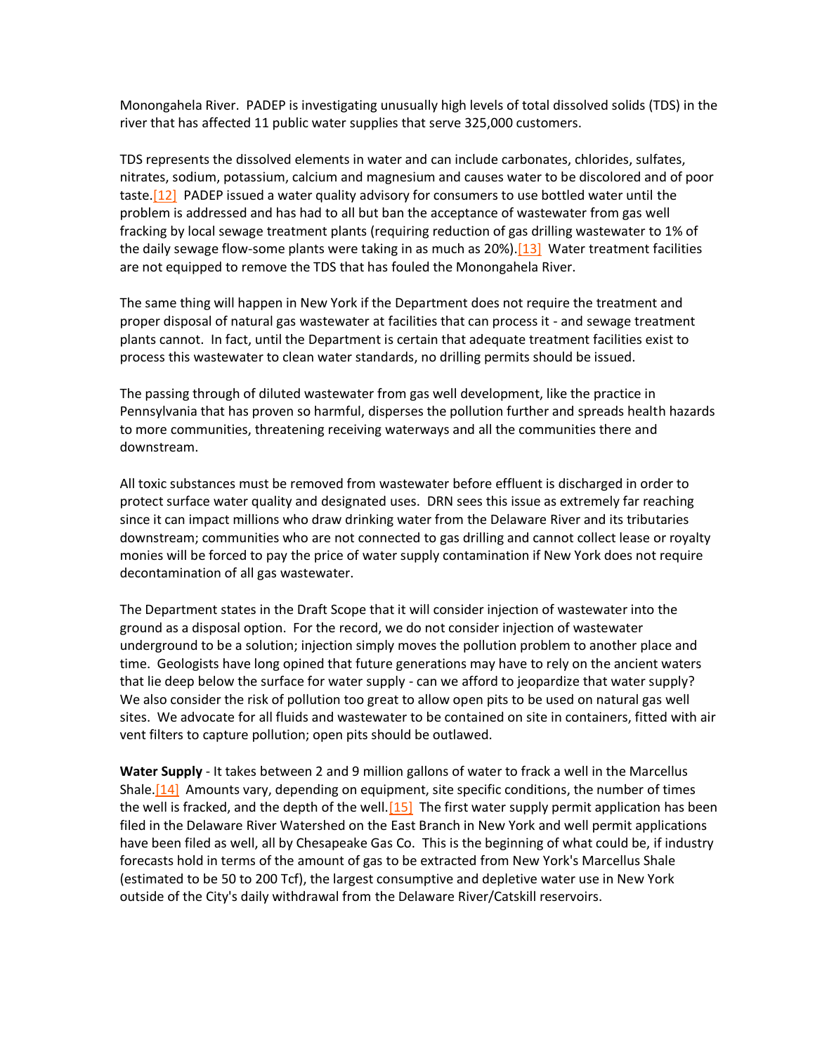Monongahela River. PADEP is investigating unusually high levels of total dissolved solids (TDS) in the river that has affected 11 public water supplies that serve 325,000 customers.

TDS represents the dissolved elements in water and can include carbonates, chlorides, sulfates, nitrates, sodium, potassium, calcium and magnesium and causes water to be discolored and of poor taste.[12] PADEP issued a water quality advisory for consumers to use bottled water until the problem is addressed and has had to all but ban the acceptance of wastewater from gas well fracking by local sewage treatment plants (requiring reduction of gas drilling wastewater to 1% of the daily sewage flow-some plants were taking in as much as 20%).[13] Water treatment facilities are not equipped to remove the TDS that has fouled the Monongahela River.

The same thing will happen in New York if the Department does not require the treatment and proper disposal of natural gas wastewater at facilities that can process it - and sewage treatment plants cannot. In fact, until the Department is certain that adequate treatment facilities exist to process this wastewater to clean water standards, no drilling permits should be issued.

The passing through of diluted wastewater from gas well development, like the practice in Pennsylvania that has proven so harmful, disperses the pollution further and spreads health hazards to more communities, threatening receiving waterways and all the communities there and downstream.

All toxic substances must be removed from wastewater before effluent is discharged in order to protect surface water quality and designated uses. DRN sees this issue as extremely far reaching since it can impact millions who draw drinking water from the Delaware River and its tributaries downstream; communities who are not connected to gas drilling and cannot collect lease or royalty monies will be forced to pay the price of water supply contamination if New York does not require decontamination of all gas wastewater.

The Department states in the Draft Scope that it will consider injection of wastewater into the ground as a disposal option. For the record, we do not consider injection of wastewater underground to be a solution; injection simply moves the pollution problem to another place and time. Geologists have long opined that future generations may have to rely on the ancient waters that lie deep below the surface for water supply - can we afford to jeopardize that water supply? We also consider the risk of pollution too great to allow open pits to be used on natural gas well sites. We advocate for all fluids and wastewater to be contained on site in containers, fitted with air vent filters to capture pollution; open pits should be outlawed.

**Water Supply** - It takes between 2 and 9 million gallons of water to frack a well in the Marcellus Shale.[14] Amounts vary, depending on equipment, site specific conditions, the number of times the well is fracked, and the depth of the well.[15] The first water supply permit application has been filed in the Delaware River Watershed on the East Branch in New York and well permit applications have been filed as well, all by Chesapeake Gas Co. This is the beginning of what could be, if industry forecasts hold in terms of the amount of gas to be extracted from New York's Marcellus Shale (estimated to be 50 to 200 Tcf), the largest consumptive and depletive water use in New York outside of the City's daily withdrawal from the Delaware River/Catskill reservoirs.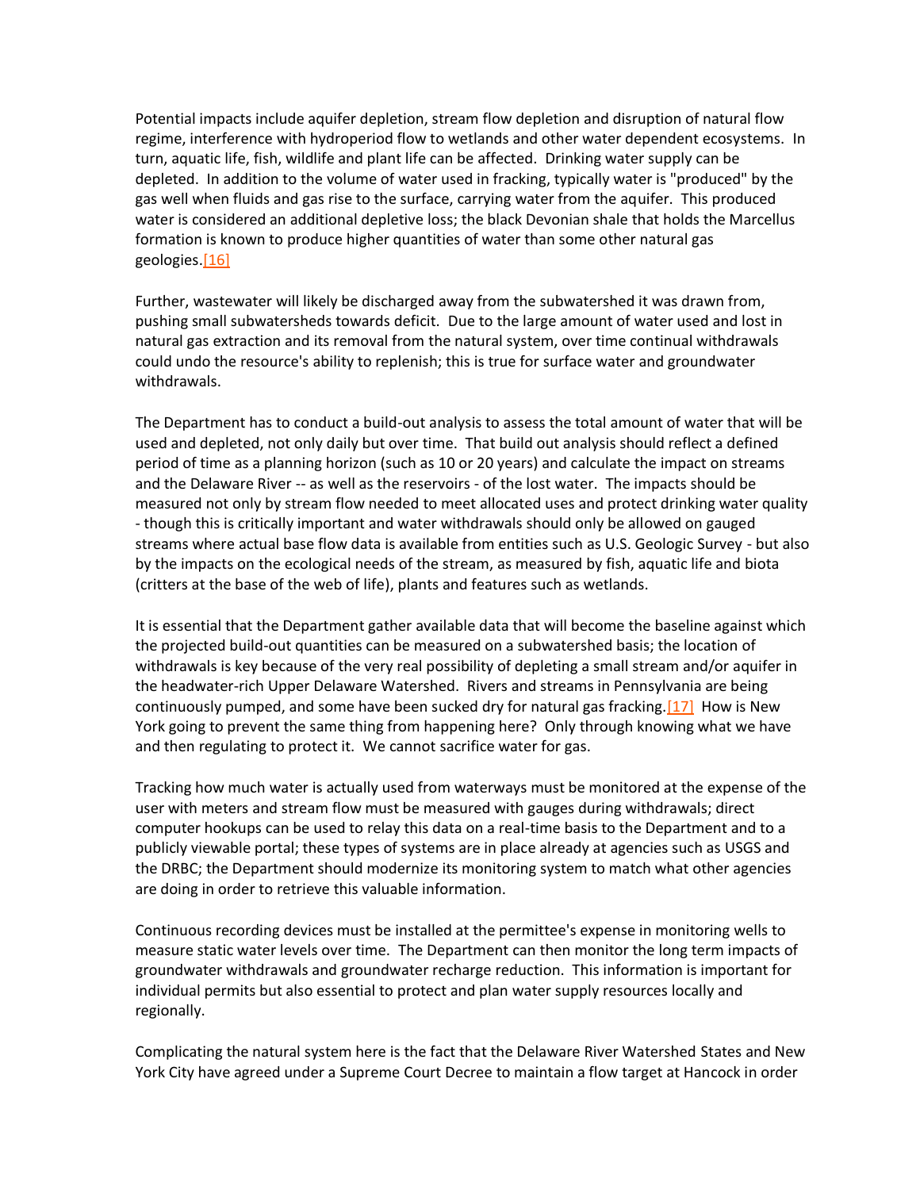Potential impacts include aquifer depletion, stream flow depletion and disruption of natural flow regime, interference with hydroperiod flow to wetlands and other water dependent ecosystems. In turn, aquatic life, fish, wildlife and plant life can be affected. Drinking water supply can be depleted. In addition to the volume of water used in fracking, typically water is "produced" by the gas well when fluids and gas rise to the surface, carrying water from the aquifer. This produced water is considered an additional depletive loss; the black Devonian shale that holds the Marcellus formation is known to produce higher quantities of water than some other natural gas geologies.[16]

Further, wastewater will likely be discharged away from the subwatershed it was drawn from, pushing small subwatersheds towards deficit. Due to the large amount of water used and lost in natural gas extraction and its removal from the natural system, over time continual withdrawals could undo the resource's ability to replenish; this is true for surface water and groundwater withdrawals.

The Department has to conduct a build-out analysis to assess the total amount of water that will be used and depleted, not only daily but over time. That build out analysis should reflect a defined period of time as a planning horizon (such as 10 or 20 years) and calculate the impact on streams and the Delaware River -- as well as the reservoirs - of the lost water. The impacts should be measured not only by stream flow needed to meet allocated uses and protect drinking water quality - though this is critically important and water withdrawals should only be allowed on gauged streams where actual base flow data is available from entities such as U.S. Geologic Survey - but also by the impacts on the ecological needs of the stream, as measured by fish, aquatic life and biota (critters at the base of the web of life), plants and features such as wetlands.

It is essential that the Department gather available data that will become the baseline against which the projected build-out quantities can be measured on a subwatershed basis; the location of withdrawals is key because of the very real possibility of depleting a small stream and/or aquifer in the headwater-rich Upper Delaware Watershed. Rivers and streams in Pennsylvania are being continuously pumped, and some have been sucked dry for natural gas fracking.[17] How is New York going to prevent the same thing from happening here? Only through knowing what we have and then regulating to protect it. We cannot sacrifice water for gas.

Tracking how much water is actually used from waterways must be monitored at the expense of the user with meters and stream flow must be measured with gauges during withdrawals; direct computer hookups can be used to relay this data on a real-time basis to the Department and to a publicly viewable portal; these types of systems are in place already at agencies such as USGS and the DRBC; the Department should modernize its monitoring system to match what other agencies are doing in order to retrieve this valuable information.

Continuous recording devices must be installed at the permittee's expense in monitoring wells to measure static water levels over time. The Department can then monitor the long term impacts of groundwater withdrawals and groundwater recharge reduction. This information is important for individual permits but also essential to protect and plan water supply resources locally and regionally.

Complicating the natural system here is the fact that the Delaware River Watershed States and New York City have agreed under a Supreme Court Decree to maintain a flow target at Hancock in order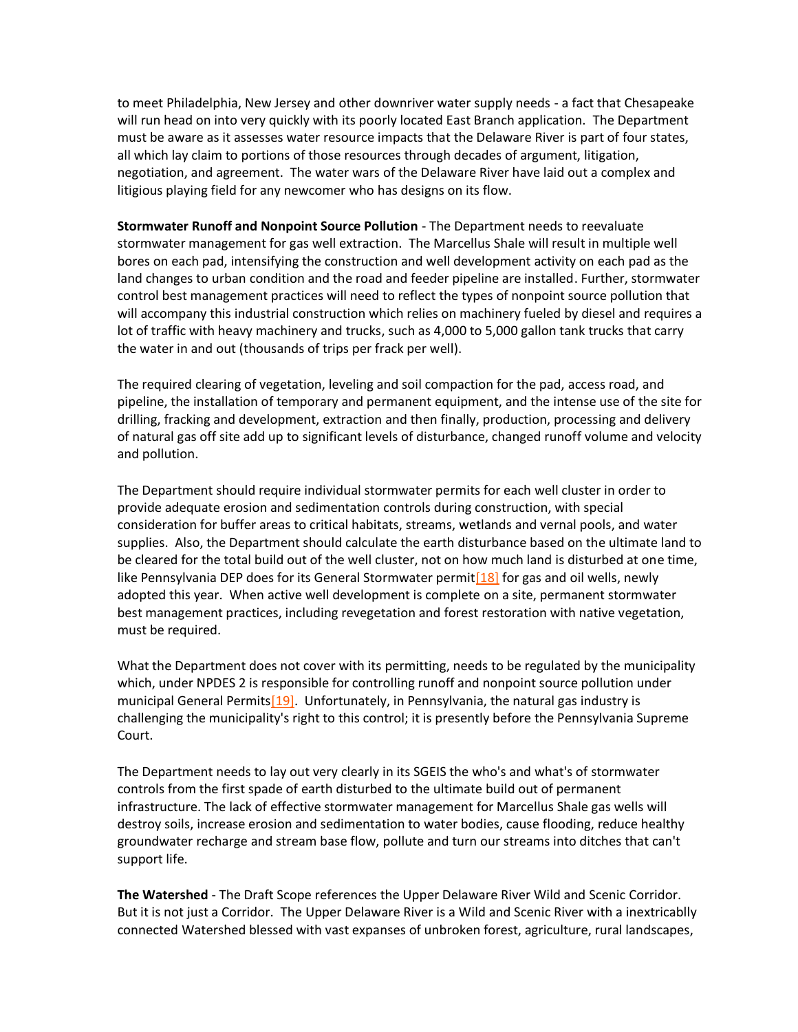to meet Philadelphia, New Jersey and other downriver water supply needs - a fact that Chesapeake will run head on into very quickly with its poorly located East Branch application. The Department must be aware as it assesses water resource impacts that the Delaware River is part of four states, all which lay claim to portions of those resources through decades of argument, litigation, negotiation, and agreement. The water wars of the Delaware River have laid out a complex and litigious playing field for any newcomer who has designs on its flow.

**Stormwater Runoff and Nonpoint Source Pollution** - The Department needs to reevaluate stormwater management for gas well extraction. The Marcellus Shale will result in multiple well bores on each pad, intensifying the construction and well development activity on each pad as the land changes to urban condition and the road and feeder pipeline are installed. Further, stormwater control best management practices will need to reflect the types of nonpoint source pollution that will accompany this industrial construction which relies on machinery fueled by diesel and requires a lot of traffic with heavy machinery and trucks, such as 4,000 to 5,000 gallon tank trucks that carry the water in and out (thousands of trips per frack per well).

The required clearing of vegetation, leveling and soil compaction for the pad, access road, and pipeline, the installation of temporary and permanent equipment, and the intense use of the site for drilling, fracking and development, extraction and then finally, production, processing and delivery of natural gas off site add up to significant levels of disturbance, changed runoff volume and velocity and pollution.

The Department should require individual stormwater permits for each well cluster in order to provide adequate erosion and sedimentation controls during construction, with special consideration for buffer areas to critical habitats, streams, wetlands and vernal pools, and water supplies. Also, the Department should calculate the earth disturbance based on the ultimate land to be cleared for the total build out of the well cluster, not on how much land is disturbed at one time, like Pennsylvania DEP does for its General Stormwater permit[18] for gas and oil wells, newly adopted this year. When active well development is complete on a site, permanent stormwater best management practices, including revegetation and forest restoration with native vegetation, must be required.

What the Department does not cover with its permitting, needs to be regulated by the municipality which, under NPDES 2 is responsible for controlling runoff and nonpoint source pollution under municipal General Permits[19]. Unfortunately, in Pennsylvania, the natural gas industry is challenging the municipality's right to this control; it is presently before the Pennsylvania Supreme Court.

The Department needs to lay out very clearly in its SGEIS the who's and what's of stormwater controls from the first spade of earth disturbed to the ultimate build out of permanent infrastructure. The lack of effective stormwater management for Marcellus Shale gas wells will destroy soils, increase erosion and sedimentation to water bodies, cause flooding, reduce healthy groundwater recharge and stream base flow, pollute and turn our streams into ditches that can't support life.

**The Watershed** - The Draft Scope references the Upper Delaware River Wild and Scenic Corridor. But it is not just a Corridor. The Upper Delaware River is a Wild and Scenic River with a inextricablly connected Watershed blessed with vast expanses of unbroken forest, agriculture, rural landscapes,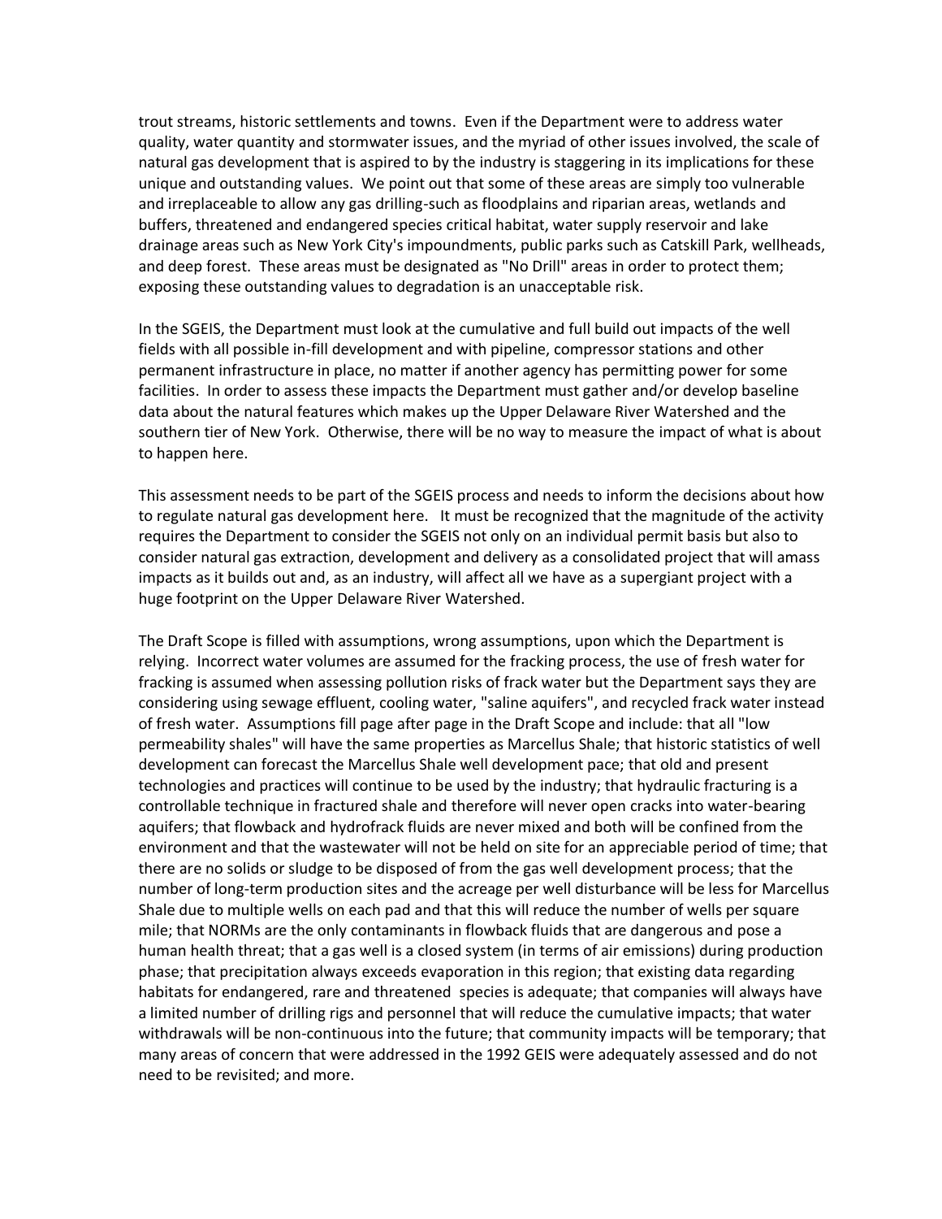trout streams, historic settlements and towns. Even if the Department were to address water quality, water quantity and stormwater issues, and the myriad of other issues involved, the scale of natural gas development that is aspired to by the industry is staggering in its implications for these unique and outstanding values. We point out that some of these areas are simply too vulnerable and irreplaceable to allow any gas drilling-such as floodplains and riparian areas, wetlands and buffers, threatened and endangered species critical habitat, water supply reservoir and lake drainage areas such as New York City's impoundments, public parks such as Catskill Park, wellheads, and deep forest. These areas must be designated as "No Drill" areas in order to protect them; exposing these outstanding values to degradation is an unacceptable risk.

In the SGEIS, the Department must look at the cumulative and full build out impacts of the well fields with all possible in-fill development and with pipeline, compressor stations and other permanent infrastructure in place, no matter if another agency has permitting power for some facilities. In order to assess these impacts the Department must gather and/or develop baseline data about the natural features which makes up the Upper Delaware River Watershed and the southern tier of New York. Otherwise, there will be no way to measure the impact of what is about to happen here.

This assessment needs to be part of the SGEIS process and needs to inform the decisions about how to regulate natural gas development here. It must be recognized that the magnitude of the activity requires the Department to consider the SGEIS not only on an individual permit basis but also to consider natural gas extraction, development and delivery as a consolidated project that will amass impacts as it builds out and, as an industry, will affect all we have as a supergiant project with a huge footprint on the Upper Delaware River Watershed.

The Draft Scope is filled with assumptions, wrong assumptions, upon which the Department is relying. Incorrect water volumes are assumed for the fracking process, the use of fresh water for fracking is assumed when assessing pollution risks of frack water but the Department says they are considering using sewage effluent, cooling water, "saline aquifers", and recycled frack water instead of fresh water. Assumptions fill page after page in the Draft Scope and include: that all "low permeability shales" will have the same properties as Marcellus Shale; that historic statistics of well development can forecast the Marcellus Shale well development pace; that old and present technologies and practices will continue to be used by the industry; that hydraulic fracturing is a controllable technique in fractured shale and therefore will never open cracks into water-bearing aquifers; that flowback and hydrofrack fluids are never mixed and both will be confined from the environment and that the wastewater will not be held on site for an appreciable period of time; that there are no solids or sludge to be disposed of from the gas well development process; that the number of long-term production sites and the acreage per well disturbance will be less for Marcellus Shale due to multiple wells on each pad and that this will reduce the number of wells per square mile; that NORMs are the only contaminants in flowback fluids that are dangerous and pose a human health threat; that a gas well is a closed system (in terms of air emissions) during production phase; that precipitation always exceeds evaporation in this region; that existing data regarding habitats for endangered, rare and threatened species is adequate; that companies will always have a limited number of drilling rigs and personnel that will reduce the cumulative impacts; that water withdrawals will be non-continuous into the future; that community impacts will be temporary; that many areas of concern that were addressed in the 1992 GEIS were adequately assessed and do not need to be revisited; and more.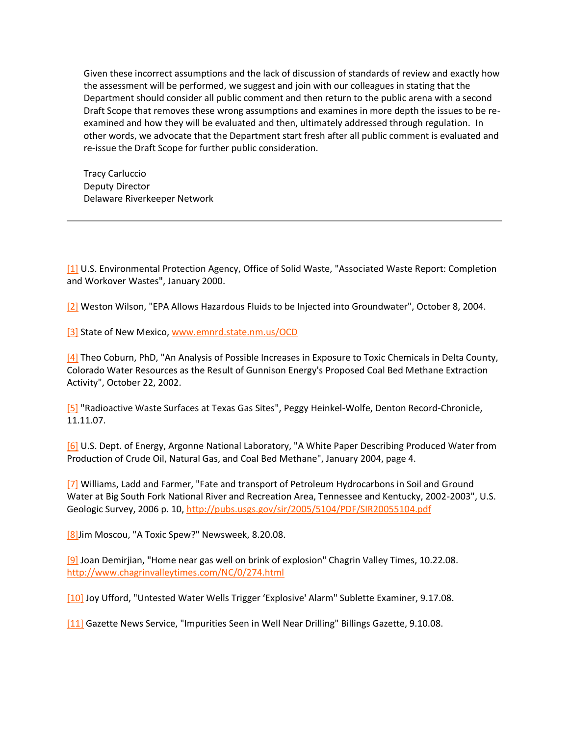Given these incorrect assumptions and the lack of discussion of standards of review and exactly how the assessment will be performed, we suggest and join with our colleagues in stating that the Department should consider all public comment and then return to the public arena with a second Draft Scope that removes these wrong assumptions and examines in more depth the issues to be re-examined and how they will be evaluated and then, ultimately addressed through regulation. In other words, we advocate that the Department start fresh after all public comment is evaluated and re-issue the Draft Scope for further public consideration.

Tracy Carluccio
Deputy Director
Delaware Riverkeeper Network

---

[1] U.S. Environmental Protection Agency, Office of Solid Waste, "Associated Waste Report: Completion and Workover Wastes", January 2000.

[2] Weston Wilson, "EPA Allows Hazardous Fluids to be Injected into Groundwater", October 8, 2004.

[3] State of New Mexico, www.emnrd.state.nm.us/OCD

[4] Theo Coburn, PhD, "An Analysis of Possible Increases in Exposure to Toxic Chemicals in Delta County, Colorado Water Resources as the Result of Gunnison Energy's Proposed Coal Bed Methane Extraction Activity", October 22, 2002.

[5] "Radioactive Waste Surfaces at Texas Gas Sites", Peggy Heinkel-Wolfe, Denton Record-Chronicle, 11.11.07.

[6] U.S. Dept. of Energy, Argonne National Laboratory, "A White Paper Describing Produced Water from Production of Crude Oil, Natural Gas, and Coal Bed Methane", January 2004, page 4.

[7] Williams, Ladd and Farmer, "Fate and transport of Petroleum Hydrocarbons in Soil and Ground Water at Big South Fork National River and Recreation Area, Tennessee and Kentucky, 2002-2003", U.S. Geologic Survey, 2006 p. 10, http://pubs.usgs.gov/sir/2005/5104/PDF/SIR20055104.pdf

[8]Jim Moscou, "A Toxic Spew?" Newsweek, 8.20.08.

[9] Joan Demirjian, "Home near gas well on brink of explosion" Chagrin Valley Times, 10.22.08. http://www.chagrinvalleytimes.com/NC/0/274.html

[10] Joy Ufford, "Untested Water Wells Trigger 'Explosive' Alarm" Sublette Examiner, 9.17.08.

[11] Gazette News Service, "Impurities Seen in Well Near Drilling" Billings Gazette, 9.10.08.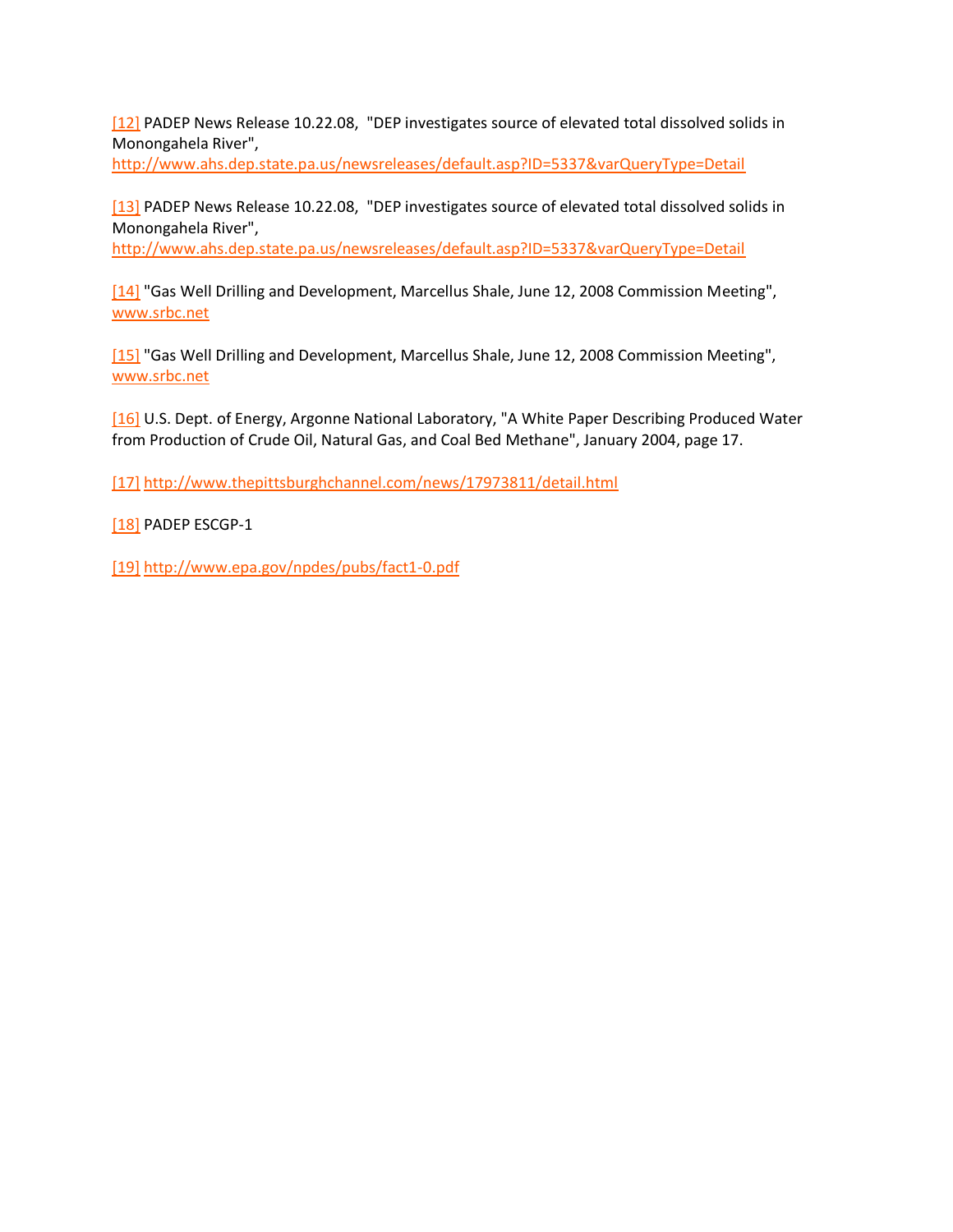[12] PADEP News Release 10.22.08, "DEP investigates source of elevated total dissolved solids in Monongahela River", http://www.ahs.dep.state.pa.us/newsreleases/default.asp?ID=5337&varQueryType=Detail

[13] PADEP News Release 10.22.08, "DEP investigates source of elevated total dissolved solids in Monongahela River", http://www.ahs.dep.state.pa.us/newsreleases/default.asp?ID=5337&varQueryType=Detail

[14] "Gas Well Drilling and Development, Marcellus Shale, June 12, 2008 Commission Meeting", www.srbc.net

[15] "Gas Well Drilling and Development, Marcellus Shale, June 12, 2008 Commission Meeting", www.srbc.net

[16] U.S. Dept. of Energy, Argonne National Laboratory, "A White Paper Describing Produced Water from Production of Crude Oil, Natural Gas, and Coal Bed Methane", January 2004, page 17.

[17] http://www.thepittsburghchannel.com/news/17973811/detail.html

[18] PADEP ESCGP-1

[19] http://www.epa.gov/npdes/pubs/fact1-0.pdf